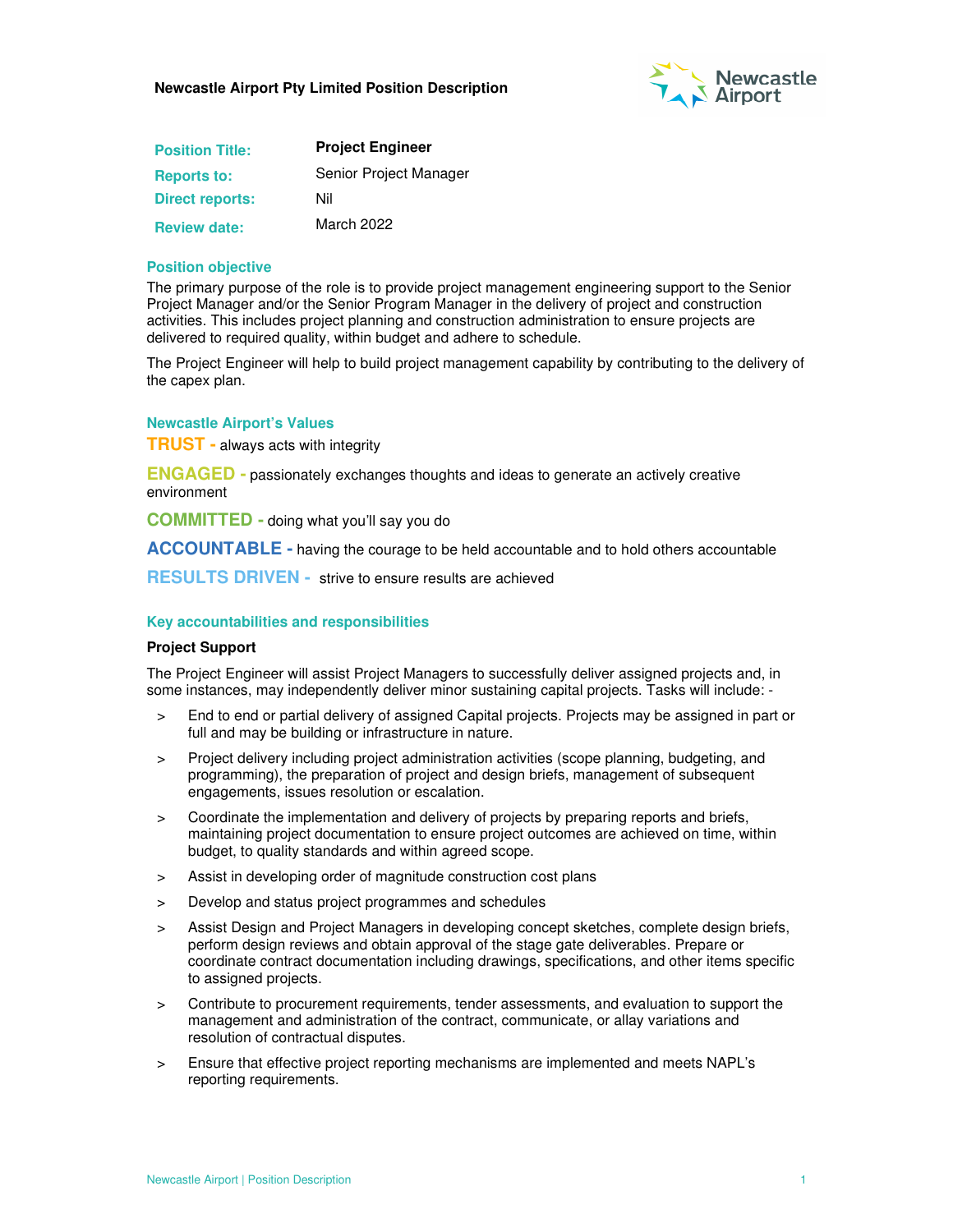**Newcastle Airport Pty Limited Position Description**

| | |
|---|---|
| **Position Title:** | **Project Engineer** |
| **Reports to:** | Senior Project Manager |
| **Direct reports:** | Nil |
| **Review date:** | March 2022 |

## Position objective

The primary purpose of the role is to provide project management engineering support to the Senior Project Manager and/or the Senior Program Manager in the delivery of project and construction activities. This includes project planning and construction administration to ensure projects are delivered to required quality, within budget and adhere to schedule.

The Project Engineer will help to build project management capability by contributing to the delivery of the capex plan.

## Newcastle Airport's Values

**TRUST -** always acts with integrity

**ENGAGED -** passionately exchanges thoughts and ideas to generate an actively creative environment

**COMMITTED -** doing what you'll say you do

**ACCOUNTABLE -** having the courage to be held accountable and to hold others accountable

**RESULTS DRIVEN -** strive to ensure results are achieved

## Key accountabilities and responsibilities

### Project Support

The Project Engineer will assist Project Managers to successfully deliver assigned projects and, in some instances, may independently deliver minor sustaining capital projects. Tasks will include: -

- End to end or partial delivery of assigned Capital projects. Projects may be assigned in part or full and may be building or infrastructure in nature.
- Project delivery including project administration activities (scope planning, budgeting, and programming), the preparation of project and design briefs, management of subsequent engagements, issues resolution or escalation.
- Coordinate the implementation and delivery of projects by preparing reports and briefs, maintaining project documentation to ensure project outcomes are achieved on time, within budget, to quality standards and within agreed scope.
- Assist in developing order of magnitude construction cost plans
- Develop and status project programmes and schedules
- Assist Design and Project Managers in developing concept sketches, complete design briefs, perform design reviews and obtain approval of the stage gate deliverables. Prepare or coordinate contract documentation including drawings, specifications, and other items specific to assigned projects.
- Contribute to procurement requirements, tender assessments, and evaluation to support the management and administration of the contract, communicate, or allay variations and resolution of contractual disputes.
- Ensure that effective project reporting mechanisms are implemented and meets NAPL's reporting requirements.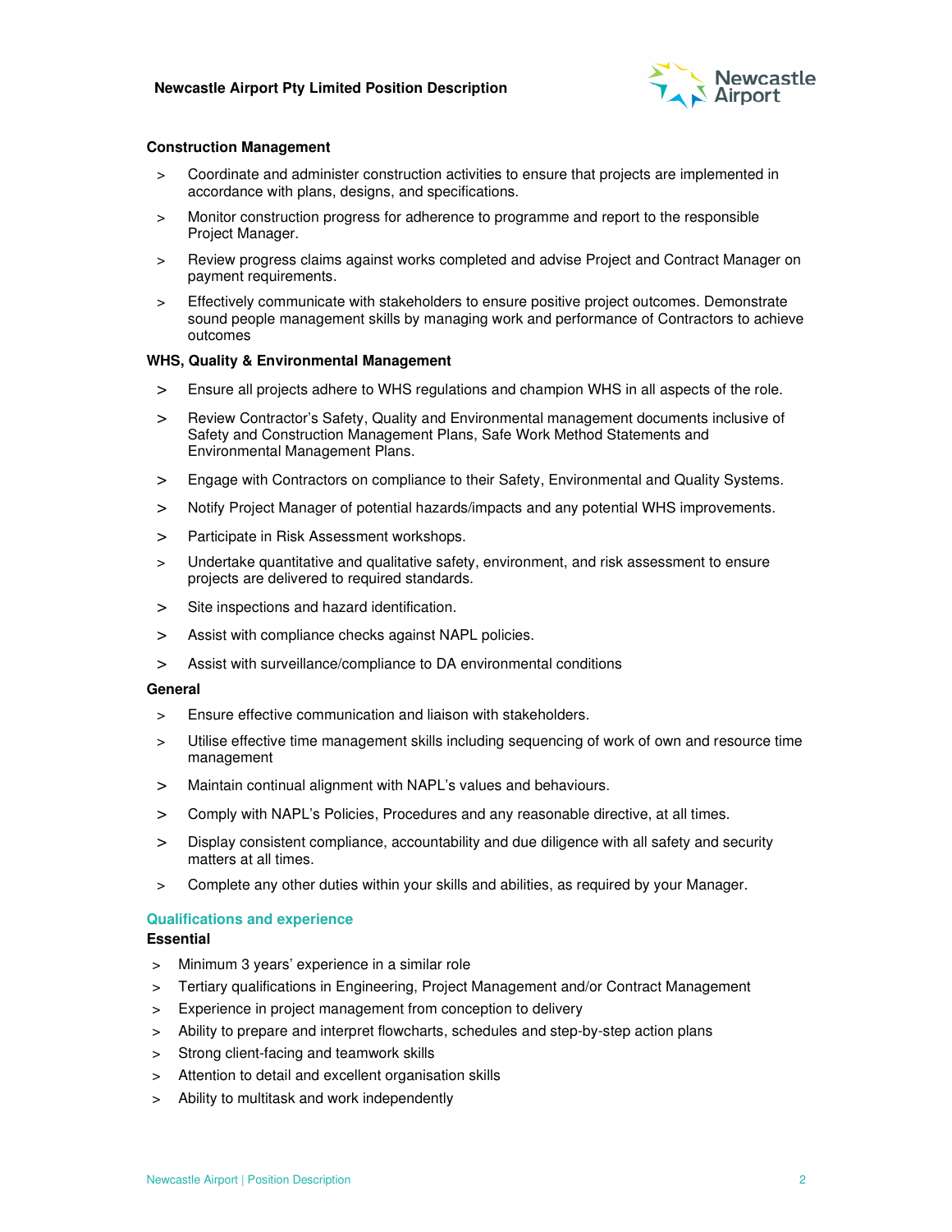**Construction Management**

- Coordinate and administer construction activities to ensure that projects are implemented in accordance with plans, designs, and specifications.
- Monitor construction progress for adherence to programme and report to the responsible Project Manager.
- Review progress claims against works completed and advise Project and Contract Manager on payment requirements.
- Effectively communicate with stakeholders to ensure positive project outcomes. Demonstrate sound people management skills by managing work and performance of Contractors to achieve outcomes

**WHS, Quality & Environmental Management**

- Ensure all projects adhere to WHS regulations and champion WHS in all aspects of the role.
- Review Contractor's Safety, Quality and Environmental management documents inclusive of Safety and Construction Management Plans, Safe Work Method Statements and Environmental Management Plans.
- Engage with Contractors on compliance to their Safety, Environmental and Quality Systems.
- Notify Project Manager of potential hazards/impacts and any potential WHS improvements.
- Participate in Risk Assessment workshops.
- Undertake quantitative and qualitative safety, environment, and risk assessment to ensure projects are delivered to required standards.
- Site inspections and hazard identification.
- Assist with compliance checks against NAPL policies.
- Assist with surveillance/compliance to DA environmental conditions

**General**

- Ensure effective communication and liaison with stakeholders.
- Utilise effective time management skills including sequencing of work of own and resource time management
- Maintain continual alignment with NAPL's values and behaviours.
- Comply with NAPL's Policies, Procedures and any reasonable directive, at all times.
- Display consistent compliance, accountability and due diligence with all safety and security matters at all times.
- Complete any other duties within your skills and abilities, as required by your Manager.

## Qualifications and experience

**Essential**

- Minimum 3 years' experience in a similar role
- Tertiary qualifications in Engineering, Project Management and/or Contract Management
- Experience in project management from conception to delivery
- Ability to prepare and interpret flowcharts, schedules and step-by-step action plans
- Strong client-facing and teamwork skills
- Attention to detail and excellent organisation skills
- Ability to multitask and work independently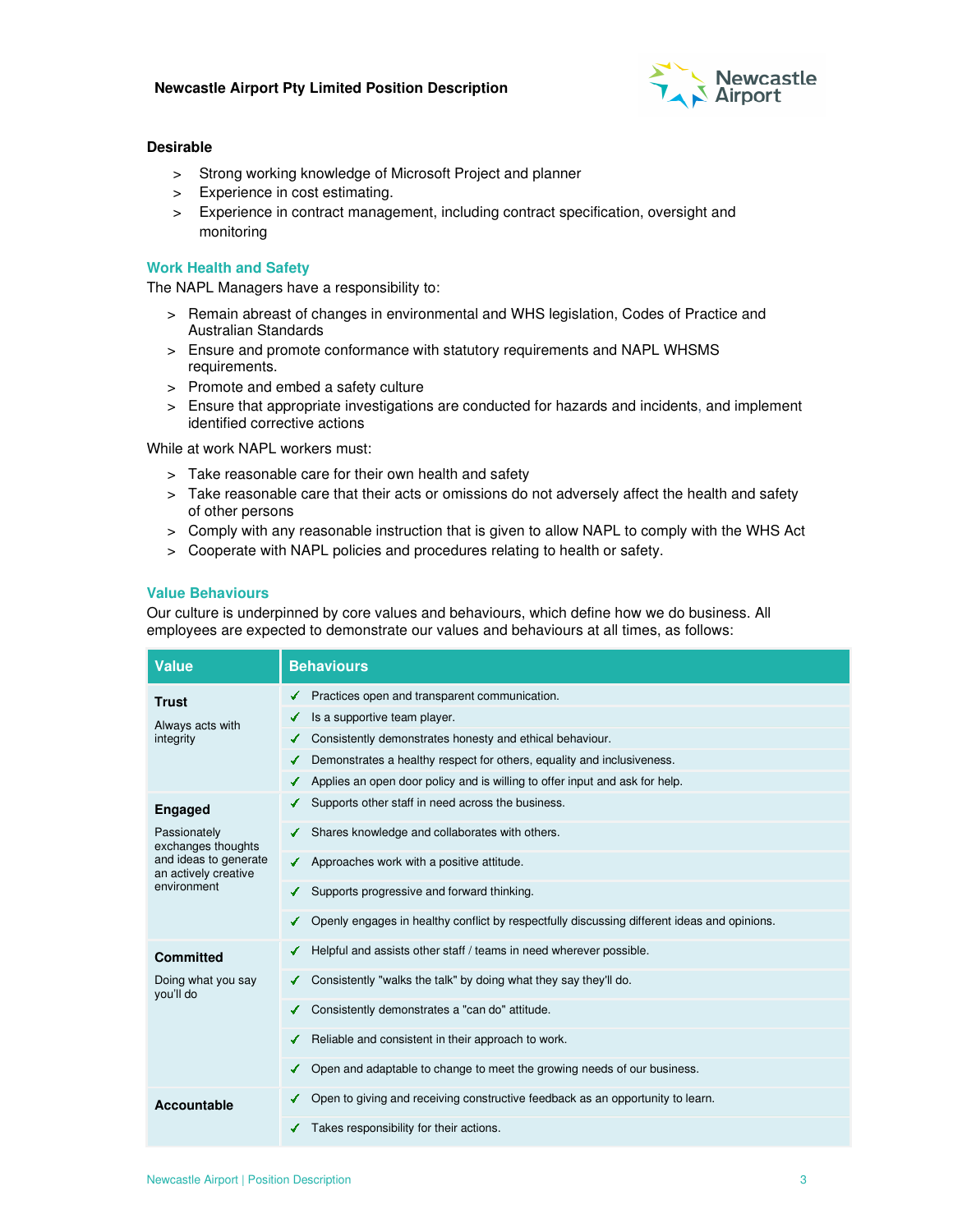### Desirable

> Strong working knowledge of Microsoft Project and planner
> Experience in cost estimating.
> Experience in contract management, including contract specification, oversight and monitoring

### Work Health and Safety

The NAPL Managers have a responsibility to:

> Remain abreast of changes in environmental and WHS legislation, Codes of Practice and Australian Standards
> Ensure and promote conformance with statutory requirements and NAPL WHSMS requirements.
> Promote and embed a safety culture
> Ensure that appropriate investigations are conducted for hazards and incidents, and implement identified corrective actions

While at work NAPL workers must:

> Take reasonable care for their own health and safety
> Take reasonable care that their acts or omissions do not adversely affect the health and safety of other persons
> Comply with any reasonable instruction that is given to allow NAPL to comply with the WHS Act
> Cooperate with NAPL policies and procedures relating to health or safety.

### Value Behaviours

Our culture is underpinned by core values and behaviours, which define how we do business. All employees are expected to demonstrate our values and behaviours at all times, as follows:

| Value | Behaviours |
| --- | --- |
| **Trust**<br>Always acts with integrity | ✓ Practices open and transparent communication. |
| | ✓ Is a supportive team player. |
| | ✓ Consistently demonstrates honesty and ethical behaviour. |
| | ✓ Demonstrates a healthy respect for others, equality and inclusiveness. |
| | ✓ Applies an open door policy and is willing to offer input and ask for help. |
| **Engaged**<br>Passionately exchanges thoughts and ideas to generate an actively creative environment | ✓ Supports other staff in need across the business. |
| | ✓ Shares knowledge and collaborates with others. |
| | ✓ Approaches work with a positive attitude. |
| | ✓ Supports progressive and forward thinking. |
| | ✓ Openly engages in healthy conflict by respectfully discussing different ideas and opinions. |
| **Committed**<br>Doing what you say you'll do | ✓ Helpful and assists other staff / teams in need wherever possible. |
| | ✓ Consistently "walks the talk" by doing what they say they'll do. |
| | ✓ Consistently demonstrates a "can do" attitude. |
| | ✓ Reliable and consistent in their approach to work. |
| | ✓ Open and adaptable to change to meet the growing needs of our business. |
| **Accountable** | ✓ Open to giving and receiving constructive feedback as an opportunity to learn. |
| | ✓ Takes responsibility for their actions. |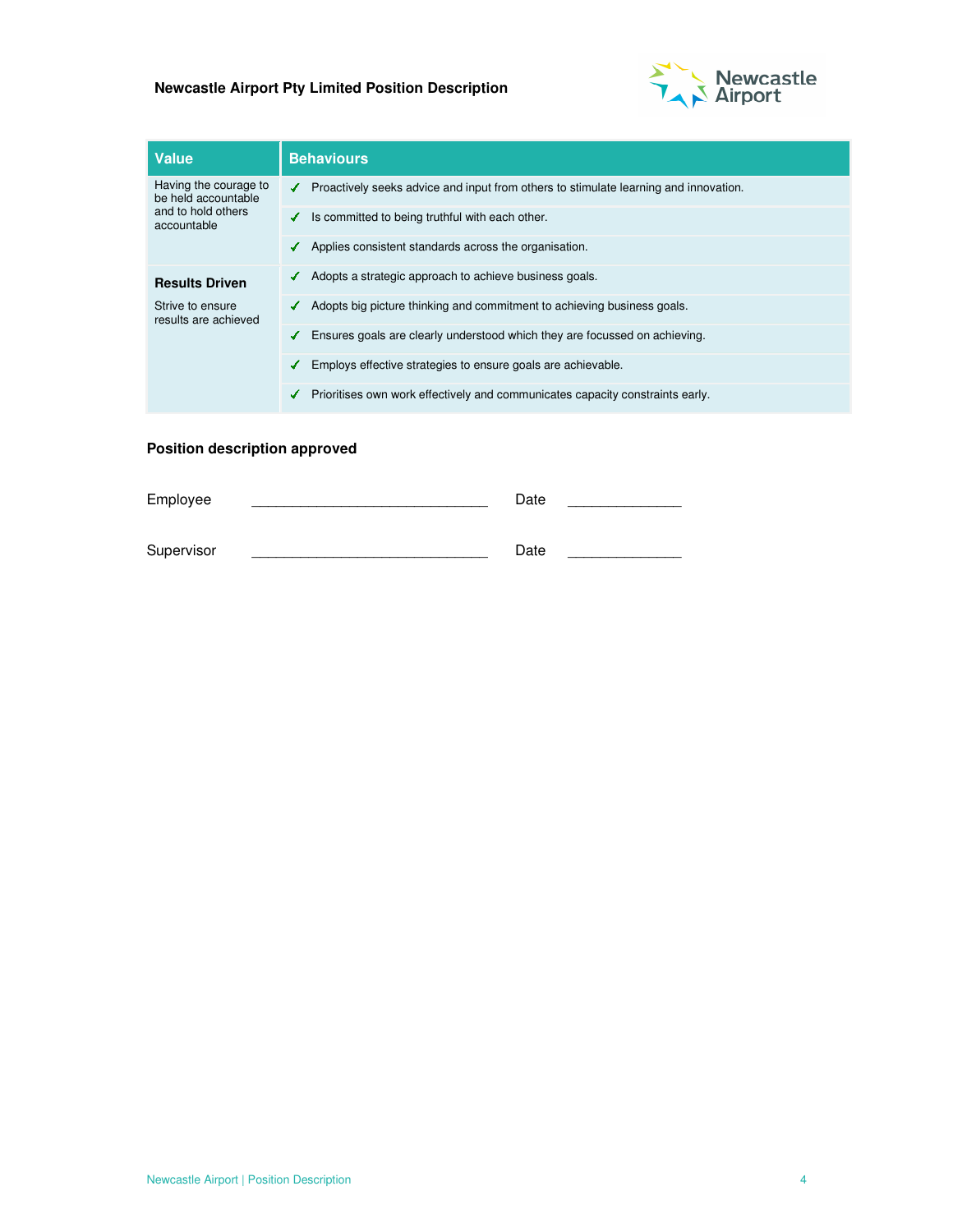| Value | Behaviours |
| --- | --- |
| Having the courage to be held accountable and to hold others accountable | ✓ Proactively seeks advice and input from others to stimulate learning and innovation. |
| | ✓ Is committed to being truthful with each other. |
| | ✓ Applies consistent standards across the organisation. |
| **Results Driven** Strive to ensure results are achieved | ✓ Adopts a strategic approach to achieve business goals. |
| | ✓ Adopts big picture thinking and commitment to achieving business goals. |
| | ✓ Ensures goals are clearly understood which they are focussed on achieving. |
| | ✓ Employs effective strategies to ensure goals are achievable. |
| | ✓ Prioritises own work effectively and communicates capacity constraints early. |

**Position description approved**

Employee ______________________________ Date ______________

Supervisor ______________________________ Date ______________